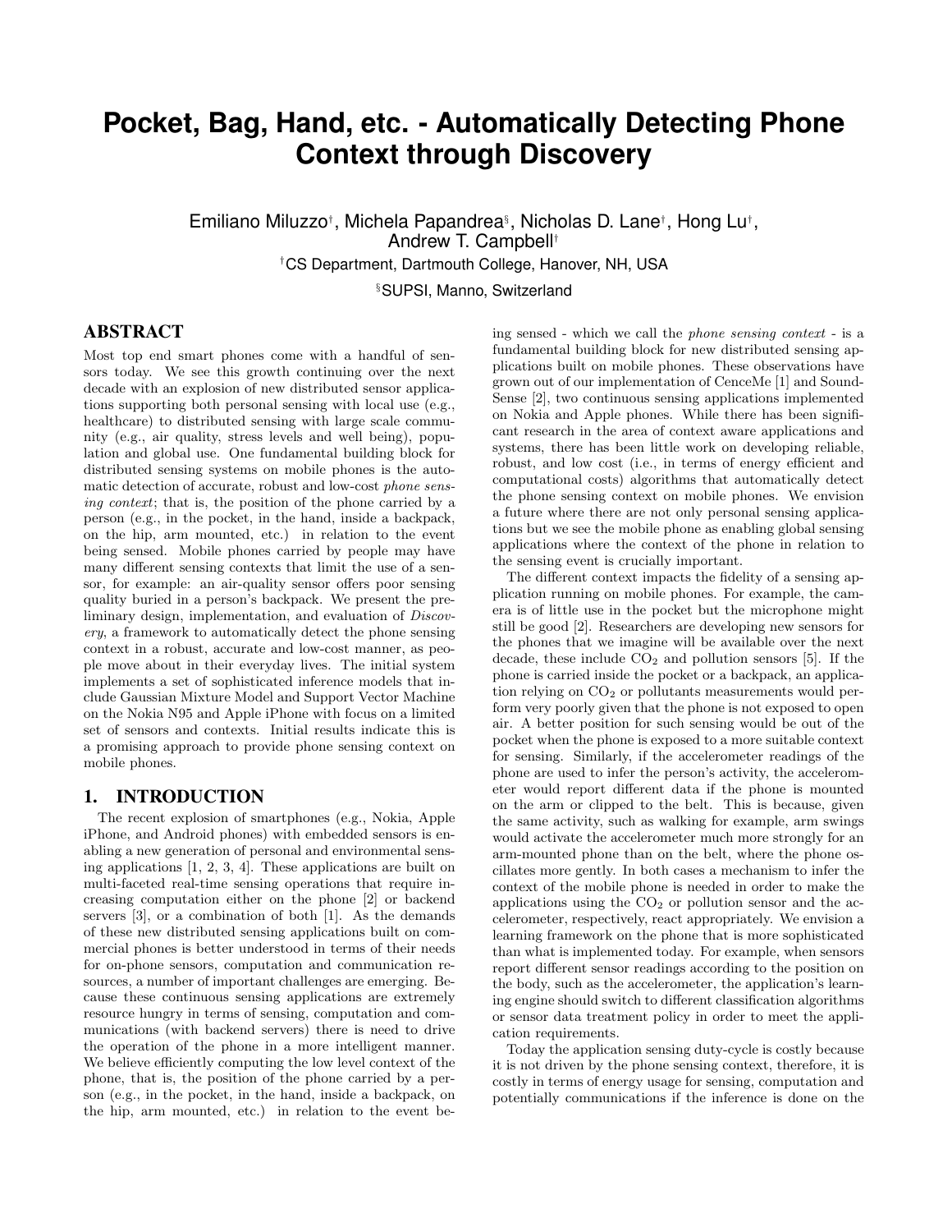# Pocket, Bag, Hand, etc. - Automatically Detecting Phone Context through Discovery

Emiliano Miluzzo[†], Michela Papandrea[§], Nicholas D. Lane[†], Hong Lu[†], Andrew T. Campbell[†]

[†]CS Department, Dartmouth College, Hanover, NH, USA

[§]SUPSI, Manno, Switzerland

## ABSTRACT

Most top end smart phones come with a handful of sensors today. We see this growth continuing over the next decade with an explosion of new distributed sensor applications supporting both personal sensing with local use (e.g., healthcare) to distributed sensing with large scale community (e.g., air quality, stress levels and well being), population and global use. One fundamental building block for distributed sensing systems on mobile phones is the automatic detection of accurate, robust and low-cost *phone sensing context*; that is, the position of the phone carried by a person (e.g., in the pocket, in the hand, inside a backpack, on the hip, arm mounted, etc.) in relation to the event being sensed. Mobile phones carried by people may have many different sensing contexts that limit the use of a sensor, for example: an air-quality sensor offers poor sensing quality buried in a person's backpack. We present the preliminary design, implementation, and evaluation of *Discovery*, a framework to automatically detect the phone sensing context in a robust, accurate and low-cost manner, as people move about in their everyday lives. The initial system implements a set of sophisticated inference models that include Gaussian Mixture Model and Support Vector Machine on the Nokia N95 and Apple iPhone with focus on a limited set of sensors and contexts. Initial results indicate this is a promising approach to provide phone sensing context on mobile phones.

## 1. INTRODUCTION

The recent explosion of smartphones (e.g., Nokia, Apple iPhone, and Android phones) with embedded sensors is enabling a new generation of personal and environmental sensing applications [1, 2, 3, 4]. These applications are built on multi-faceted real-time sensing operations that require increasing computation either on the phone [2] or backend servers [3], or a combination of both [1]. As the demands of these new distributed sensing applications built on commercial phones is better understood in terms of their needs for on-phone sensors, computation and communication resources, a number of important challenges are emerging. Because these continuous sensing applications are extremely resource hungry in terms of sensing, computation and communications (with backend servers) there is need to drive the operation of the phone in a more intelligent manner. We believe efficiently computing the low level context of the phone, that is, the position of the phone carried by a person (e.g., in the pocket, in the hand, inside a backpack, on the hip, arm mounted, etc.) in relation to the event being sensed - which we call the *phone sensing context* - is a fundamental building block for new distributed sensing applications built on mobile phones. These observations have grown out of our implementation of CenceMe [1] and SoundSense [2], two continuous sensing applications implemented on Nokia and Apple phones. While there has been significant research in the area of context aware applications and systems, there has been little work on developing reliable, robust, and low cost (i.e., in terms of energy efficient and computational costs) algorithms that automatically detect the phone sensing context on mobile phones. We envision a future where there are not only personal sensing applications but we see the mobile phone as enabling global sensing applications where the context of the phone in relation to the sensing event is crucially important.

The different context impacts the fidelity of a sensing application running on mobile phones. For example, the camera is of little use in the pocket but the microphone might still be good [2]. Researchers are developing new sensors for the phones that we imagine will be available over the next decade, these include $CO_2$ and pollution sensors [5]. If the phone is carried inside the pocket or a backpack, an application relying on $CO_2$ or pollutants measurements would perform very poorly given that the phone is not exposed to open air. A better position for such sensing would be out of the pocket when the phone is exposed to a more suitable context for sensing. Similarly, if the accelerometer readings of the phone are used to infer the person's activity, the accelerometer would report different data if the phone is mounted on the arm or clipped to the belt. This is because, given the same activity, such as walking for example, arm swings would activate the accelerometer much more strongly for an arm-mounted phone than on the belt, where the phone oscillates more gently. In both cases a mechanism to infer the context of the mobile phone is needed in order to make the applications using the $CO_2$ or pollution sensor and the accelerometer, respectively, react appropriately. We envision a learning framework on the phone that is more sophisticated than what is implemented today. For example, when sensors report different sensor readings according to the position on the body, such as the accelerometer, the application's learning engine should switch to different classification algorithms or sensor data treatment policy in order to meet the application requirements.

Today the application sensing duty-cycle is costly because it is not driven by the phone sensing context, therefore, it is costly in terms of energy usage for sensing, computation and potentially communications if the inference is done on the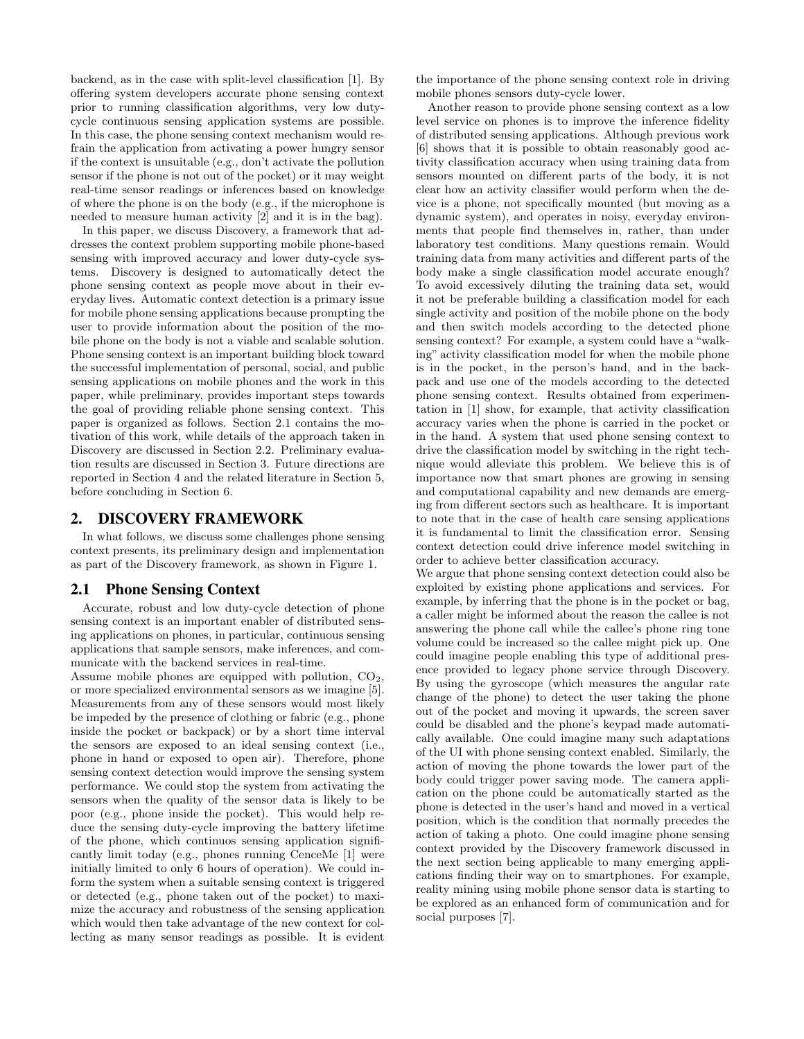backend, as in the case with split-level classification [1]. By offering system developers accurate phone sensing context prior to running classification algorithms, very low duty-cycle continuous sensing application systems are possible. In this case, the phone sensing context mechanism would refrain the application from activating a power hungry sensor if the context is unsuitable (e.g., don't activate the pollution sensor if the phone is not out of the pocket) or it may weight real-time sensor readings or inferences based on knowledge of where the phone is on the body (e.g., if the microphone is needed to measure human activity [2] and it is in the bag).

In this paper, we discuss Discovery, a framework that addresses the context problem supporting mobile phone-based sensing with improved accuracy and lower duty-cycle systems. Discovery is designed to automatically detect the phone sensing context as people move about in their everyday lives. Automatic context detection is a primary issue for mobile phone sensing applications because prompting the user to provide information about the position of the mobile phone on the body is not a viable and scalable solution. Phone sensing context is an important building block toward the successful implementation of personal, social, and public sensing applications on mobile phones and the work in this paper, while preliminary, provides important steps towards the goal of providing reliable phone sensing context. This paper is organized as follows. Section 2.1 contains the motivation of this work, while details of the approach taken in Discovery are discussed in Section 2.2. Preliminary evaluation results are discussed in Section 3. Future directions are reported in Section 4 and the related literature in Section 5, before concluding in Section 6.

## 2. DISCOVERY FRAMEWORK

In what follows, we discuss some challenges phone sensing context presents, its preliminary design and implementation as part of the Discovery framework, as shown in Figure 1.

### 2.1 Phone Sensing Context

Accurate, robust and low duty-cycle detection of phone sensing context is an important enabler of distributed sensing applications on phones, in particular, continuous sensing applications that sample sensors, make inferences, and communicate with the backend services in real-time.

Assume mobile phones are equipped with pollution, $CO_2$, or more specialized environmental sensors as we imagine [5]. Measurements from any of these sensors would most likely be impeded by the presence of clothing or fabric (e.g., phone inside the pocket or backpack) or by a short time interval the sensors are exposed to an ideal sensing context (i.e., phone in hand or exposed to open air). Therefore, phone sensing context detection would improve the sensing system performance. We could stop the system from activating the sensors when the quality of the sensor data is likely to be poor (e.g., phone inside the pocket). This would help reduce the sensing duty-cycle improving the battery lifetime of the phone, which continuos sensing application significantly limit today (e.g., phones running CenceMe [1] were initially limited to only 6 hours of operation). We could inform the system when a suitable sensing context is triggered or detected (e.g., phone taken out of the pocket) to maximize the accuracy and robustness of the sensing application which would then take advantage of the new context for collecting as many sensor readings as possible. It is evident the importance of the phone sensing context role in driving mobile phones sensors duty-cycle lower.

Another reason to provide phone sensing context as a low level service on phones is to improve the inference fidelity of distributed sensing applications. Although previous work [6] shows that it is possible to obtain reasonably good activity classification accuracy when using training data from sensors mounted on different parts of the body, it is not clear how an activity classifier would perform when the device is a phone, not specifically mounted (but moving as a dynamic system), and operates in noisy, everyday environments that people find themselves in, rather, than under laboratory test conditions. Many questions remain. Would training data from many activities and different parts of the body make a single classification model accurate enough? To avoid excessively diluting the training data set, would it not be preferable building a classification model for each single activity and position of the mobile phone on the body and then switch models according to the detected phone sensing context? For example, a system could have a "walking" activity classification model for when the mobile phone is in the pocket, in the person's hand, and in the backpack and use one of the models according to the detected phone sensing context. Results obtained from experimentation in [1] show, for example, that activity classification accuracy varies when the phone is carried in the pocket or in the hand. A system that used phone sensing context to drive the classification model by switching in the right technique would alleviate this problem. We believe this is of importance now that smart phones are growing in sensing and computational capability and new demands are emerging from different sectors such as healthcare. It is important to note that in the case of health care sensing applications it is fundamental to limit the classification error. Sensing context detection could drive inference model switching in order to achieve better classification accuracy.

We argue that phone sensing context detection could also be exploited by existing phone applications and services. For example, by inferring that the phone is in the pocket or bag, a caller might be informed about the reason the callee is not answering the phone call while the callee's phone ring tone volume could be increased so the callee might pick up. One could imagine people enabling this type of additional presence provided to legacy phone service through Discovery. By using the gyroscope (which measures the angular rate change of the phone) to detect the user taking the phone out of the pocket and moving it upwards, the screen saver could be disabled and the phone's keypad made automatically available. One could imagine many such adaptations of the UI with phone sensing context enabled. Similarly, the action of moving the phone towards the lower part of the body could trigger power saving mode. The camera application on the phone could be automatically started as the phone is detected in the user's hand and moved in a vertical position, which is the condition that normally precedes the action of taking a photo. One could imagine phone sensing context provided by the Discovery framework discussed in the next section being applicable to many emerging applications finding their way on to smartphones. For example, reality mining using mobile phone sensor data is starting to be explored as an enhanced form of communication and for social purposes [7].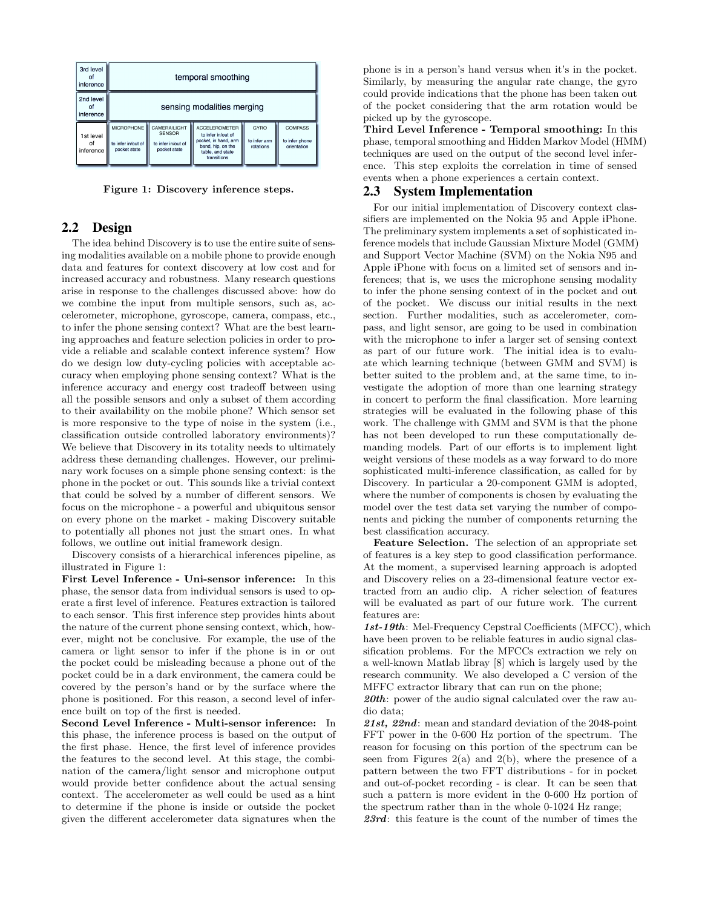| | |
|---|---|
| 3rd level of inference | temporal smoothing |
| 2nd level of inference | sensing modalities merging |
| 1st level of inference | MICROPHONE to infer in/out of pocket state; CAMERA/LIGHT SENSOR to infer in/out of pocket state; ACCELEROMETER to infer in/out of pocket, in hand, arm band, hip, on the table, and state transitions; GYRO to infer arm rotations; COMPASS to infer phone orientation |

**Figure 1: Discovery inference steps.**

## 2.2 Design

The idea behind Discovery is to use the entire suite of sensing modalities available on a mobile phone to provide enough data and features for context discovery at low cost and for increased accuracy and robustness. Many research questions arise in response to the challenges discussed above: how do we combine the input from multiple sensors, such as, accelerometer, microphone, gyroscope, camera, compass, etc., to infer the phone sensing context? What are the best learning approaches and feature selection policies in order to provide a reliable and scalable context inference system? How do we design low duty-cycling policies with acceptable accuracy when employing phone sensing context? What is the inference accuracy and energy cost tradeoff between using all the possible sensors and only a subset of them according to their availability on the mobile phone? Which sensor set is more responsive to the type of noise in the system (i.e., classification outside controlled laboratory environments)? We believe that Discovery in its totality needs to ultimately address these demanding challenges. However, our preliminary work focuses on a simple phone sensing context: is the phone in the pocket or out. This sounds like a trivial context that could be solved by a number of different sensors. We focus on the microphone - a powerful and ubiquitous sensor on every phone on the market - making Discovery suitable to potentially all phones not just the smart ones. In what follows, we outline out initial framework design.

Discovery consists of a hierarchical inferences pipeline, as illustrated in Figure 1:

**First Level Inference - Uni-sensor inference:** In this phase, the sensor data from individual sensors is used to operate a first level of inference. Features extraction is tailored to each sensor. This first inference step provides hints about the nature of the current phone sensing context, which, however, might not be conclusive. For example, the use of the camera or light sensor to infer if the phone is in or out the pocket could be misleading because a phone out of the pocket could be in a dark environment, the camera could be covered by the person's hand or by the surface where the phone is positioned. For this reason, a second level of inference built on top of the first is needed.

**Second Level Inference - Multi-sensor inference:** In this phase, the inference process is based on the output of the first phase. Hence, the first level of inference provides the features to the second level. At this stage, the combination of the camera/light sensor and microphone output would provide better confidence about the actual sensing context. The accelerometer as well could be used as a hint to determine if the phone is inside or outside the pocket given the different accelerometer data signatures when the phone is in a person's hand versus when it's in the pocket. Similarly, by measuring the angular rate change, the gyro could provide indications that the phone has been taken out of the pocket considering that the arm rotation would be picked up by the gyroscope.

**Third Level Inference - Temporal smoothing:** In this phase, temporal smoothing and Hidden Markov Model (HMM) techniques are used on the output of the second level inference. This step exploits the correlation in time of sensed events when a phone experiences a certain context.

## 2.3 System Implementation

For our initial implementation of Discovery context classifiers are implemented on the Nokia 95 and Apple iPhone. The preliminary system implements a set of sophisticated inference models that include Gaussian Mixture Model (GMM) and Support Vector Machine (SVM) on the Nokia N95 and Apple iPhone with focus on a limited set of sensors and inferences; that is, we uses the microphone sensing modality to infer the phone sensing context of in the pocket and out of the pocket. We discuss our initial results in the next section. Further modalities, such as accelerometer, compass, and light sensor, are going to be used in combination with the microphone to infer a larger set of sensing context as part of our future work. The initial idea is to evaluate which learning technique (between GMM and SVM) is better suited to the problem and, at the same time, to investigate the adoption of more than one learning strategy in concert to perform the final classification. More learning strategies will be evaluated in the following phase of this work. The challenge with GMM and SVM is that the phone has not been developed to run these computationally demanding models. Part of our efforts is to implement light weight versions of these models as a way forward to do more sophisticated multi-inference classification, as called for by Discovery. In particular a 20-component GMM is adopted, where the number of components is chosen by evaluating the model over the test data set varying the number of components and picking the number of components returning the best classification accuracy.

**Feature Selection.** The selection of an appropriate set of features is a key step to good classification performance. At the moment, a supervised learning approach is adopted and Discovery relies on a 23-dimensional feature vector extracted from an audio clip. A richer selection of features will be evaluated as part of our future work. The current features are:

***1st-19th***: Mel-Frequency Cepstral Coefficients (MFCC), which have been proven to be reliable features in audio signal classification problems. For the MFCCs extraction we rely on a well-known Matlab libray [8] which is largely used by the research community. We also developed a C version of the MFFC extractor library that can run on the phone;

***20th***: power of the audio signal calculated over the raw audio data;

***21st, 22nd***: mean and standard deviation of the 2048-point FFT power in the 0-600 Hz portion of the spectrum. The reason for focusing on this portion of the spectrum can be seen from Figures 2(a) and 2(b), where the presence of a pattern between the two FFT distributions - for in pocket and out-of-pocket recording - is clear. It can be seen that such a pattern is more evident in the 0-600 Hz portion of the spectrum rather than in the whole 0-1024 Hz range;

***23rd***: this feature is the count of the number of times the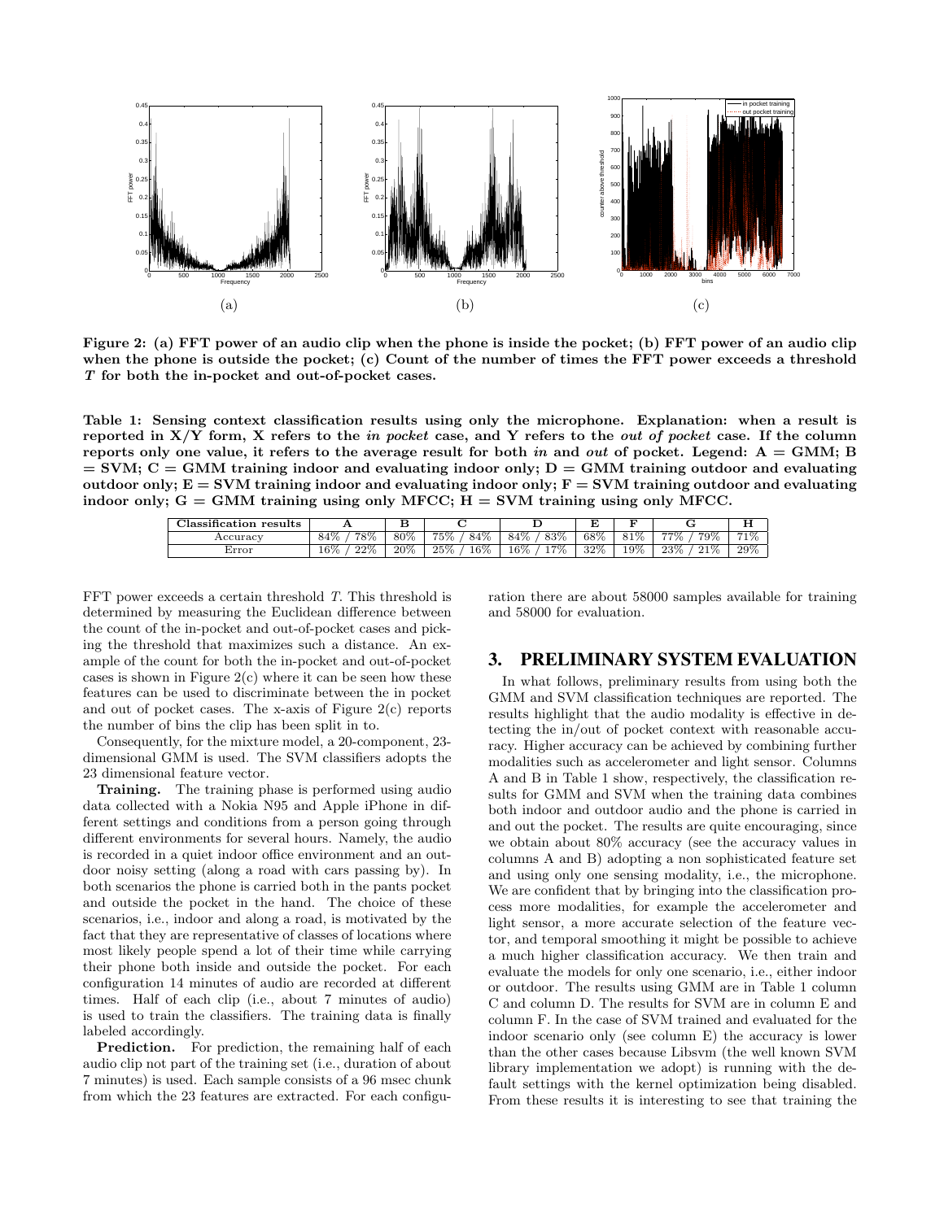**Figure 2: (a) FFT power of an audio clip when the phone is inside the pocket; (b) FFT power of an audio clip when the phone is outside the pocket; (c) Count of the number of times the FFT power exceeds a threshold *T* for both the in-pocket and out-of-pocket cases.**

**Table 1: Sensing context classification results using only the microphone. Explanation: when a result is reported in X/Y form, X refers to the *in pocket* case, and Y refers to the *out of pocket* case. If the column reports only one value, it refers to the average result for both *in* and *out* of pocket. Legend: A = GMM; B = SVM; C = GMM training indoor and evaluating indoor only; D = GMM training outdoor and evaluating outdoor only; E = SVM training indoor and evaluating indoor only; F = SVM training outdoor and evaluating indoor only; G = GMM training using only MFCC; H = SVM training using only MFCC.**

| Classification results | A | B | C | D | E | F | G | H |
|---|---|---|---|---|---|---|---|---|
| Accuracy | 84% / 78% | 80% | 75% / 84% | 84% / 83% | 68% | 81% | 77% / 79% | 71% |
| Error | 16% / 22% | 20% | 25% / 16% | 16% / 17% | 32% | 19% | 23% / 21% | 29% |

FFT power exceeds a certain threshold *T*. This threshold is determined by measuring the Euclidean difference between the count of the in-pocket and out-of-pocket cases and picking the threshold that maximizes such a distance. An example of the count for both the in-pocket and out-of-pocket cases is shown in Figure 2(c) where it can be seen how these features can be used to discriminate between the in pocket and out of pocket cases. The x-axis of Figure 2(c) reports the number of bins the clip has been split in to.

Consequently, for the mixture model, a 20-component, 23-dimensional GMM is used. The SVM classifiers adopts the 23 dimensional feature vector.

**Training.** The training phase is performed using audio data collected with a Nokia N95 and Apple iPhone in different settings and conditions from a person going through different environments for several hours. Namely, the audio is recorded in a quiet indoor office environment and an outdoor noisy setting (along a road with cars passing by). In both scenarios the phone is carried both in the pants pocket and outside the pocket in the hand. The choice of these scenarios, i.e., indoor and along a road, is motivated by the fact that they are representative of classes of locations where most likely people spend a lot of their time while carrying their phone both inside and outside the pocket. For each configuration 14 minutes of audio are recorded at different times. Half of each clip (i.e., about 7 minutes of audio) is used to train the classifiers. The training data is finally labeled accordingly.

**Prediction.** For prediction, the remaining half of each audio clip not part of the training set (i.e., duration of about 7 minutes) is used. Each sample consists of a 96 msec chunk from which the 23 features are extracted. For each configuration there are about 58000 samples available for training and 58000 for evaluation.

## 3. PRELIMINARY SYSTEM EVALUATION

In what follows, preliminary results from using both the GMM and SVM classification techniques are reported. The results highlight that the audio modality is effective in detecting the in/out of pocket context with reasonable accuracy. Higher accuracy can be achieved by combining further modalities such as accelerometer and light sensor. Columns A and B in Table 1 show, respectively, the classification results for GMM and SVM when the training data combines both indoor and outdoor audio and the phone is carried in and out the pocket. The results are quite encouraging, since we obtain about 80% accuracy (see the accuracy values in columns A and B) adopting a non sophisticated feature set and using only one sensing modality, i.e., the microphone. We are confident that by bringing into the classification process more modalities, for example the accelerometer and light sensor, a more accurate selection of the feature vector, and temporal smoothing it might be possible to achieve a much higher classification accuracy. We then train and evaluate the models for only one scenario, i.e., either indoor or outdoor. The results using GMM are in Table 1 column C and column D. The results for SVM are in column E and column F. In the case of SVM trained and evaluated for the indoor scenario only (see column E) the accuracy is lower than the other cases because Libsvm (the well known SVM library implementation we adopt) is running with the default settings with the kernel optimization being disabled. From these results it is interesting to see that training the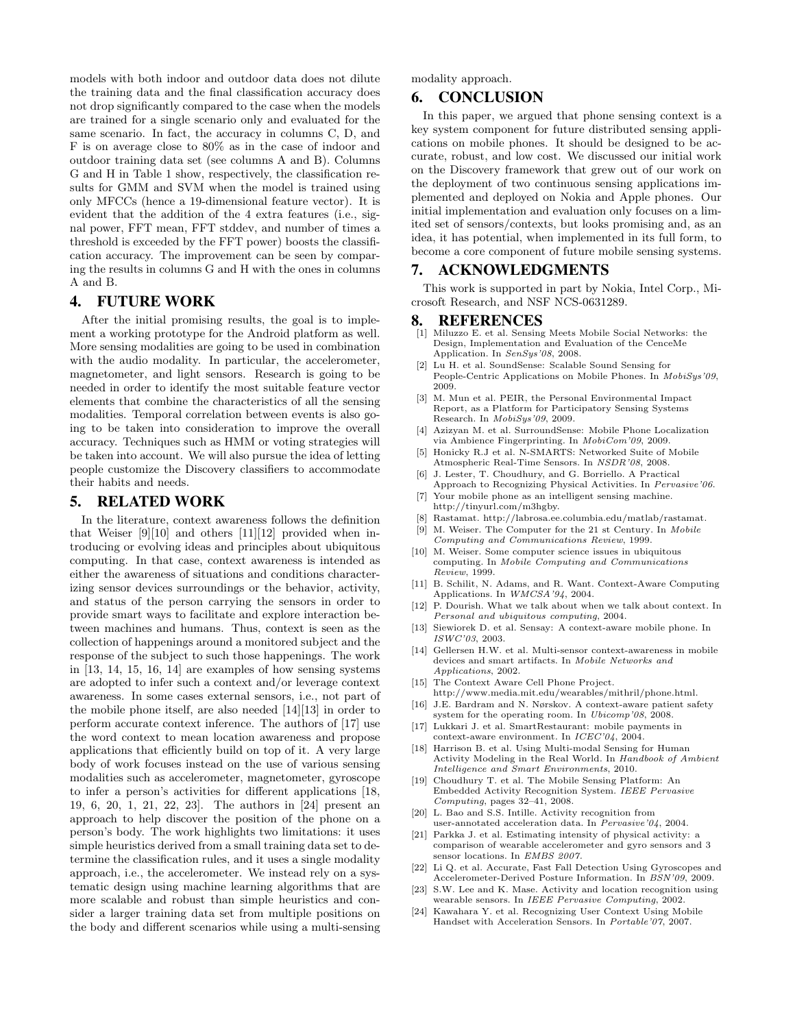models with both indoor and outdoor data does not dilute the training data and the final classification accuracy does not drop significantly compared to the case when the models are trained for a single scenario only and evaluated for the same scenario. In fact, the accuracy in columns C, D, and F is on average close to 80% as in the case of indoor and outdoor training data set (see columns A and B). Columns G and H in Table 1 show, respectively, the classification results for GMM and SVM when the model is trained using only MFCCs (hence a 19-dimensional feature vector). It is evident that the addition of the 4 extra features (i.e., signal power, FFT mean, FFT stddev, and number of times a threshold is exceeded by the FFT power) boosts the classification accuracy. The improvement can be seen by comparing the results in columns G and H with the ones in columns A and B.

## 4. FUTURE WORK

After the initial promising results, the goal is to implement a working prototype for the Android platform as well. More sensing modalities are going to be used in combination with the audio modality. In particular, the accelerometer, magnetometer, and light sensors. Research is going to be needed in order to identify the most suitable feature vector elements that combine the characteristics of all the sensing modalities. Temporal correlation between events is also going to be taken into consideration to improve the overall accuracy. Techniques such as HMM or voting strategies will be taken into account. We will also pursue the idea of letting people customize the Discovery classifiers to accommodate their habits and needs.

## 5. RELATED WORK

In the literature, context awareness follows the definition that Weiser [9][10] and others [11][12] provided when introducing or evolving ideas and principles about ubiquitous computing. In that case, context awareness is intended as either the awareness of situations and conditions characterizing sensor devices surroundings or the behavior, activity, and status of the person carrying the sensors in order to provide smart ways to facilitate and explore interaction between machines and humans. Thus, context is seen as the collection of happenings around a monitored subject and the response of the subject to such those happenings. The work in [13, 14, 15, 16, 14] are examples of how sensing systems are adopted to infer such a context and/or leverage context awareness. In some cases external sensors, i.e., not part of the mobile phone itself, are also needed [14][13] in order to perform accurate context inference. The authors of [17] use the word context to mean location awareness and propose applications that efficiently build on top of it. A very large body of work focuses instead on the use of various sensing modalities such as accelerometer, magnetometer, gyroscope to infer a person's activities for different applications [18, 19, 6, 20, 1, 21, 22, 23]. The authors in [24] present an approach to help discover the position of the phone on a person's body. The work highlights two limitations: it uses simple heuristics derived from a small training data set to determine the classification rules, and it uses a single modality approach, i.e., the accelerometer. We instead rely on a systematic design using machine learning algorithms that are more scalable and robust than simple heuristics and consider a larger training data set from multiple positions on the body and different scenarios while using a multi-sensing modality approach.

## 6. CONCLUSION

In this paper, we argued that phone sensing context is a key system component for future distributed sensing applications on mobile phones. It should be designed to be accurate, robust, and low cost. We discussed our initial work on the Discovery framework that grew out of our work on the deployment of two continuous sensing applications implemented and deployed on Nokia and Apple phones. Our initial implementation and evaluation only focuses on a limited set of sensors/contexts, but looks promising and, as an idea, it has potential, when implemented in its full form, to become a core component of future mobile sensing systems.

## 7. ACKNOWLEDGMENTS

This work is supported in part by Nokia, Intel Corp., Microsoft Research, and NSF NCS-0631289.

## 8. REFERENCES

- [1] Miluzzo E. et al. Sensing Meets Mobile Social Networks: the Design, Implementation and Evaluation of the CenceMe Application. In *SenSys'08*, 2008.
- [2] Lu H. et al. SoundSense: Scalable Sound Sensing for People-Centric Applications on Mobile Phones. In *MobiSys'09*, 2009.
- [3] M. Mun et al. PEIR, the Personal Environmental Impact Report, as a Platform for Participatory Sensing Systems Research. In *MobiSys'09*, 2009.
- [4] Azizyan M. et al. SurroundSense: Mobile Phone Localization via Ambience Fingerprinting. In *MobiCom'09*, 2009.
- [5] Honicky R.J et al. N-SMARTS: Networked Suite of Mobile Atmospheric Real-Time Sensors. In *NSDR'08*, 2008.
- [6] J. Lester, T. Choudhury, and G. Borriello. A Practical Approach to Recognizing Physical Activities. In *Pervasive'06*.
- [7] Your mobile phone as an intelligent sensing machine. http://tinyurl.com/m3hgby.
- [8] Rastamat. http://labrosa.ee.columbia.edu/matlab/rastamat.
- [9] M. Weiser. The Computer for the 21 st Century. In *Mobile Computing and Communications Review*, 1999.
- [10] M. Weiser. Some computer science issues in ubiquitous computing. In *Mobile Computing and Communications Review*, 1999.
- [11] B. Schilit, N. Adams, and R. Want. Context-Aware Computing Applications. In *WMCSA'94*, 2004.
- [12] P. Dourish. What we talk about when we talk about context. In *Personal and ubiquitous computing*, 2004.
- [13] Siewiorek D. et al. Sensay: A context-aware mobile phone. In *ISWC'03*, 2003.
- [14] Gellersen H.W. et al. Multi-sensor context-awareness in mobile devices and smart artifacts. In *Mobile Networks and Applications*, 2002.
- [15] The Context Aware Cell Phone Project. http://www.media.mit.edu/wearables/mithril/phone.html.
- [16] J.E. Bardram and N. Nørskov. A context-aware patient safety system for the operating room. In *Ubicomp'08*, 2008.
- [17] Lukkari J. et al. SmartRestaurant: mobile payments in context-aware environment. In *ICEC'04*, 2004.
- [18] Harrison B. et al. Using Multi-modal Sensing for Human Activity Modeling in the Real World. In *Handbook of Ambient Intelligence and Smart Environments*, 2010.
- [19] Choudhury T. et al. The Mobile Sensing Platform: An Embedded Activity Recognition System. *IEEE Pervasive Computing*, pages 32–41, 2008.
- [20] L. Bao and S.S. Intille. Activity recognition from user-annotated acceleration data. In *Pervasive'04*, 2004.
- [21] Parkka J. et al. Estimating intensity of physical activity: a comparison of wearable accelerometer and gyro sensors and 3 sensor locations. In *EMBS 2007*.
- [22] Li Q. et al. Accurate, Fast Fall Detection Using Gyroscopes and Accelerometer-Derived Posture Information. In *BSN'09*, 2009.
- [23] S.W. Lee and K. Mase. Activity and location recognition using wearable sensors. In *IEEE Pervasive Computing*, 2002.
- [24] Kawahara Y. et al. Recognizing User Context Using Mobile Handset with Acceleration Sensors. In *Portable'07*, 2007.